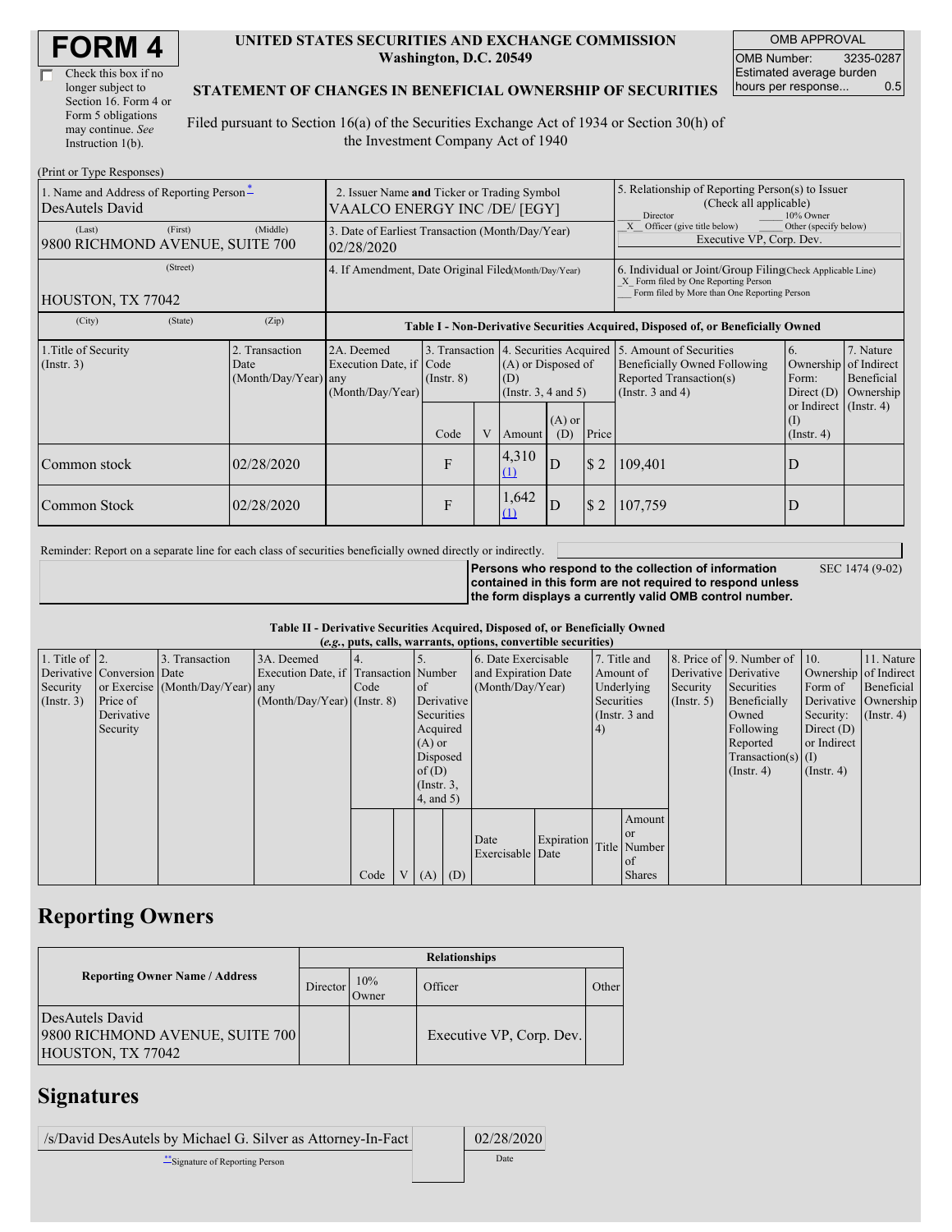# FORM 4

☐ Check this box if no longer subject to Section 16. Form 4 or Form 5 obligations may continue. *See* Instruction 1(b).

**UNITED STATES SECURITIES AND EXCHANGE COMMISSION**
**Washington, D.C. 20549**

**STATEMENT OF CHANGES IN BENEFICIAL OWNERSHIP OF SECURITIES**

Filed pursuant to Section 16(a) of the Securities Exchange Act of 1934 or Section 30(h) of the Investment Company Act of 1940

| OMB APPROVAL | |
|---|---|
| OMB Number: | 3235-0287 |
| Estimated average burden hours per response... | 0.5 |

(Print or Type Responses)

| 1. Name and Address of Reporting Person* | 2. Issuer Name and Ticker or Trading Symbol | 5. Relationship of Reporting Person(s) to Issuer (Check all applicable) |
|---|---|---|
| DesAutels David | VAALCO ENERGY INC /DE/ [EGY] | ___ Director ___ 10% Owner _X_ Officer (give title below) ___ Other (specify below) |
| (Last) (First) (Middle) 9800 RICHMOND AVENUE, SUITE 700 | 3. Date of Earliest Transaction (Month/Day/Year) 02/28/2020 | Executive VP, Corp. Dev. |
| (Street) HOUSTON, TX 77042 | 4. If Amendment, Date Original Filed (Month/Day/Year) | 6. Individual or Joint/Group Filing (Check Applicable Line) _X_ Form filed by One Reporting Person ___ Form filed by More than One Reporting Person |
| (City) (State) (Zip) | | |

**Table I - Non-Derivative Securities Acquired, Disposed of, or Beneficially Owned**

| 1.Title of Security (Instr. 3) | 2. Transaction Date (Month/Day/Year) | 2A. Deemed Execution Date, if any (Month/Day/Year) | 3. Transaction Code (Instr. 8) Code | V | 4. Securities Acquired (A) or Disposed of (D) (Instr. 3, 4 and 5) Amount | (A) or (D) | Price | 5. Amount of Securities Beneficially Owned Following Reported Transaction(s) (Instr. 3 and 4) | 6. Ownership Form: Direct (D) or Indirect (I) (Instr. 4) | 7. Nature of Indirect Beneficial Ownership (Instr. 4) |
|---|---|---|---|---|---|---|---|---|---|---|
| Common stock | 02/28/2020 | | F | | 4,310 (1) | D | $ 2 | 109,401 | D | |
| Common Stock | 02/28/2020 | | F | | 1,642 (1) | D | $ 2 | 107,759 | D | |

Reminder: Report on a separate line for each class of securities beneficially owned directly or indirectly.

**Persons who respond to the collection of information contained in this form are not required to respond unless the form displays a currently valid OMB control number.** SEC 1474 (9-02)

**Table II - Derivative Securities Acquired, Disposed of, or Beneficially Owned**
***(e.g.*, puts, calls, warrants, options, convertible securities)**

| 1. Title of Derivative Security (Instr. 3) | 2. Conversion or Exercise Price of Derivative Security | 3. Transaction Date (Month/Day/Year) | 3A. Deemed Execution Date, if any (Month/Day/Year) | 4. Transaction Code (Instr. 8) Code | V | 5. Number of Derivative Securities Acquired (A) or Disposed of (D) (Instr. 3, 4, and 5) (A) | (D) | 6. Date Exercisable and Expiration Date (Month/Day/Year) Date Exercisable | Expiration Date | 7. Title and Amount of Underlying Securities (Instr. 3 and 4) Title | Amount or Number of Shares | 8. Price of Derivative Security (Instr. 5) | 9. Number of Derivative Securities Beneficially Owned Following Reported Transaction(s) (Instr. 4) | 10. Ownership Form of Derivative Security: Direct (D) or Indirect (I) (Instr. 4) | 11. Nature of Indirect Beneficial Ownership (Instr. 4) |
|---|---|---|---|---|---|---|---|---|---|---|---|---|---|---|---|

## Reporting Owners

| Reporting Owner Name / Address | Relationships | | | |
|---|---|---|---|---|
| | Director | 10% Owner | Officer | Other |
| DesAutels David 9800 RICHMOND AVENUE, SUITE 700 HOUSTON, TX 77042 | | | Executive VP, Corp. Dev. | |

## Signatures

| /s/David DesAutels by Michael G. Silver as Attorney-In-Fact | 02/28/2020 |
|---|---|
| **Signature of Reporting Person | Date |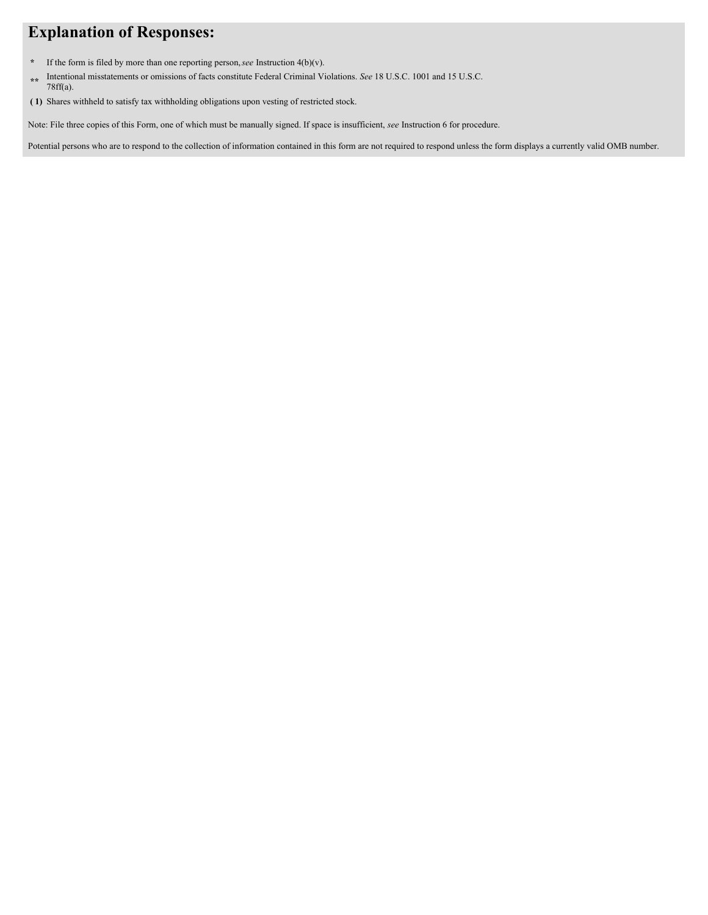# Explanation of Responses:

- \* If the form is filed by more than one reporting person, *see* Instruction 4(b)(v).
- \*\* Intentional misstatements or omissions of facts constitute Federal Criminal Violations. *See* 18 U.S.C. 1001 and 15 U.S.C. 78ff(a).
- ( 1) Shares withheld to satisfy tax withholding obligations upon vesting of restricted stock.

Note: File three copies of this Form, one of which must be manually signed. If space is insufficient, *see* Instruction 6 for procedure.

Potential persons who are to respond to the collection of information contained in this form are not required to respond unless the form displays a currently valid OMB number.